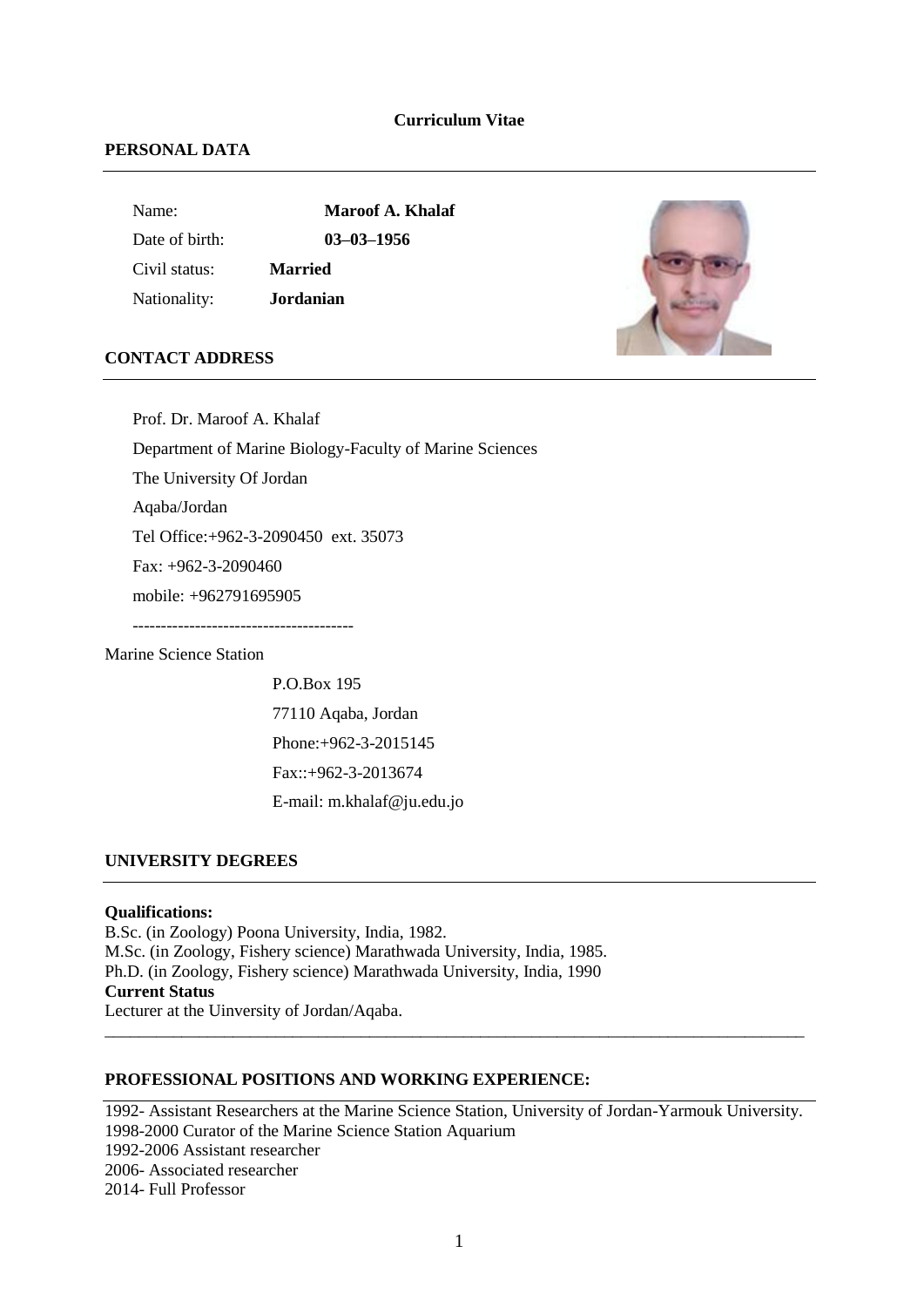# Curriculum Vitae

## PERSONAL DATA

Name: **Maroof A. Khalaf**

Date of birth: **03–03–1956**

Civil status: **Married**

Nationality: **Jordanian**

## CONTACT ADDRESS

Prof. Dr. Maroof A. Khalaf

Department of Marine Biology-Faculty of Marine Sciences

The University Of Jordan

Aqaba/Jordan

Tel Office:+962-3-2090450 ext. 35073

Fax: +962-3-2090460

mobile: +962791695905

---------------------------------------

Marine Science Station

P.O.Box 195

77110 Aqaba, Jordan

Phone:+962-3-2015145

Fax::+962-3-2013674

E-mail: m.khalaf@ju.edu.jo

## UNIVERSITY DEGREES

**Qualifications:**

B.Sc. (in Zoology) Poona University, India, 1982.
M.Sc. (in Zoology, Fishery science) Marathwada University, India, 1985.
Ph.D. (in Zoology, Fishery science) Marathwada University, India, 1990

**Current Status**

Lecturer at the Uinversity of Jordan/Aqaba.

## PROFESSIONAL POSITIONS AND WORKING EXPERIENCE:

1992- Assistant Researchers at the Marine Science Station, University of Jordan-Yarmouk University.
1998-2000 Curator of the Marine Science Station Aquarium
1992-2006 Assistant researcher
2006- Associated researcher
2014- Full Professor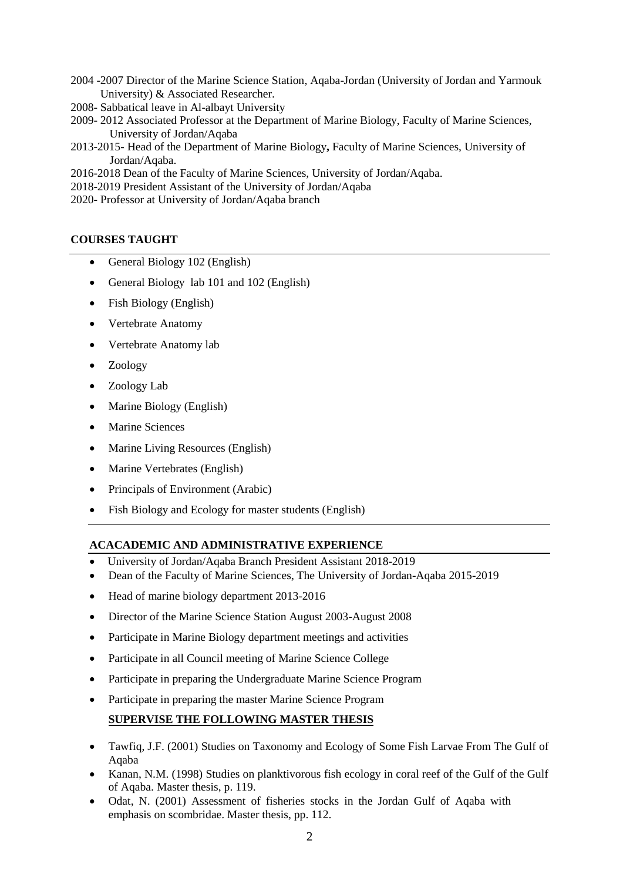2004 -2007 Director of the Marine Science Station, Aqaba-Jordan (University of Jordan and Yarmouk University) & Associated Researcher.
2008- Sabbatical leave in Al-albayt University
2009- 2012 Associated Professor at the Department of Marine Biology, Faculty of Marine Sciences, University of Jordan/Aqaba
2013-2015- Head of the Department of Marine Biology**,** Faculty of Marine Sciences, University of Jordan/Aqaba.
2016-2018 Dean of the Faculty of Marine Sciences, University of Jordan/Aqaba.
2018-2019 President Assistant of the University of Jordan/Aqaba
2020- Professor at University of Jordan/Aqaba branch

## COURSES TAUGHT

- General Biology 102 (English)
- General Biology lab 101 and 102 (English)
- Fish Biology (English)
- Vertebrate Anatomy
- Vertebrate Anatomy lab
- Zoology
- Zoology Lab
- Marine Biology (English)
- Marine Sciences
- Marine Living Resources (English)
- Marine Vertebrates (English)
- Principals of Environment (Arabic)
- Fish Biology and Ecology for master students (English)

## ACACADEMIC AND ADMINISTRATIVE EXPERIENCE

- University of Jordan/Aqaba Branch President Assistant 2018-2019
- Dean of the Faculty of Marine Sciences, The University of Jordan-Aqaba 2015-2019
- Head of marine biology department 2013-2016
- Director of the Marine Science Station August 2003-August 2008
- Participate in Marine Biology department meetings and activities
- Participate in all Council meeting of Marine Science College
- Participate in preparing the Undergraduate Marine Science Program
- Participate in preparing the master Marine Science Program

## SUPERVISE THE FOLLOWING MASTER THESIS

- Tawfiq, J.F. (2001) Studies on Taxonomy and Ecology of Some Fish Larvae From The Gulf of Aqaba
- Kanan, N.M. (1998) Studies on planktivorous fish ecology in coral reef of the Gulf of the Gulf of Aqaba. Master thesis, p. 119.
- Odat, N. (2001) Assessment of fisheries stocks in the Jordan Gulf of Aqaba with emphasis on scombridae. Master thesis, pp. 112.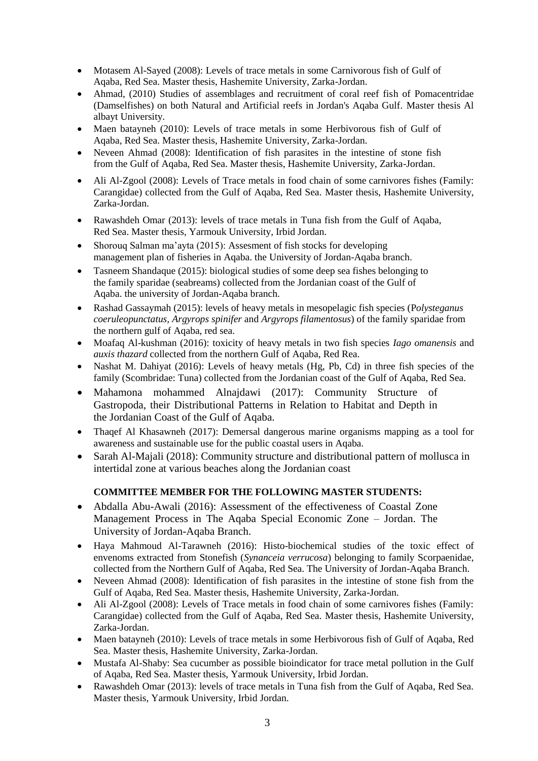- Motasem Al-Sayed (2008): Levels of trace metals in some Carnivorous fish of Gulf of Aqaba, Red Sea. Master thesis, Hashemite University, Zarka-Jordan.
- Ahmad, (2010) Studies of assemblages and recruitment of coral reef fish of Pomacentridae (Damselfishes) on both Natural and Artificial reefs in Jordan's Aqaba Gulf. Master thesis Al albayt University.
- Maen batayneh (2010): Levels of trace metals in some Herbivorous fish of Gulf of Aqaba, Red Sea. Master thesis, Hashemite University, Zarka-Jordan.
- Neveen Ahmad (2008): Identification of fish parasites in the intestine of stone fish from the Gulf of Aqaba, Red Sea. Master thesis, Hashemite University, Zarka-Jordan.
- Ali Al-Zgool (2008): Levels of Trace metals in food chain of some carnivores fishes (Family: Carangidae) collected from the Gulf of Aqaba, Red Sea. Master thesis, Hashemite University, Zarka-Jordan.
- Rawashdeh Omar (2013): levels of trace metals in Tuna fish from the Gulf of Aqaba, Red Sea. Master thesis, Yarmouk University, Irbid Jordan.
- Shorouq Salman ma'ayta (2015): Assesment of fish stocks for developing management plan of fisheries in Aqaba. the University of Jordan-Aqaba branch.
- Tasneem Shandaque (2015): biological studies of some deep sea fishes belonging to the family sparidae (seabreams) collected from the Jordanian coast of the Gulf of Aqaba. the university of Jordan-Aqaba branch.
- Rashad Gassaymah (2015): levels of heavy metals in mesopelagic fish species (*Polysteganus coeruleopunctatus, Argyrops spinifer* and *Argyrops filamentosus*) of the family sparidae from the northern gulf of Aqaba, red sea.
- Moafaq Al-kushman (2016): toxicity of heavy metals in two fish species *Iago omanensis* and *auxis thazard* collected from the northern Gulf of Aqaba, Red Rea.
- Nashat M. Dahiyat (2016): Levels of heavy metals (Hg, Pb, Cd) in three fish species of the family (Scombridae: Tuna) collected from the Jordanian coast of the Gulf of Aqaba, Red Sea.
- Mahamona mohammed Alnajdawi (2017): Community Structure of Gastropoda, their Distributional Patterns in Relation to Habitat and Depth in the Jordanian Coast of the Gulf of Aqaba.
- Thaqef Al Khasawneh (2017): Demersal dangerous marine organisms mapping as a tool for awareness and sustainable use for the public coastal users in Aqaba.
- Sarah Al-Majali (2018): Community structure and distributional pattern of mollusca in intertidal zone at various beaches along the Jordanian coast

**COMMITTEE MEMBER FOR THE FOLLOWING MASTER STUDENTS:**

- Abdalla Abu-Awali (2016): Assessment of the effectiveness of Coastal Zone Management Process in The Aqaba Special Economic Zone – Jordan. The University of Jordan-Aqaba Branch.
- Haya Mahmoud Al-Tarawneh (2016): Histo-biochemical studies of the toxic effect of envenoms extracted from Stonefish (*Synanceia verrucosa*) belonging to family Scorpaenidae, collected from the Northern Gulf of Aqaba, Red Sea. The University of Jordan-Aqaba Branch.
- Neveen Ahmad (2008): Identification of fish parasites in the intestine of stone fish from the Gulf of Aqaba, Red Sea. Master thesis, Hashemite University, Zarka-Jordan.
- Ali Al-Zgool (2008): Levels of Trace metals in food chain of some carnivores fishes (Family: Carangidae) collected from the Gulf of Aqaba, Red Sea. Master thesis, Hashemite University, Zarka-Jordan.
- Maen batayneh (2010): Levels of trace metals in some Herbivorous fish of Gulf of Aqaba, Red Sea. Master thesis, Hashemite University, Zarka-Jordan.
- Mustafa Al-Shaby: Sea cucumber as possible bioindicator for trace metal pollution in the Gulf of Aqaba, Red Sea. Master thesis, Yarmouk University, Irbid Jordan.
- Rawashdeh Omar (2013): levels of trace metals in Tuna fish from the Gulf of Aqaba, Red Sea. Master thesis, Yarmouk University, Irbid Jordan.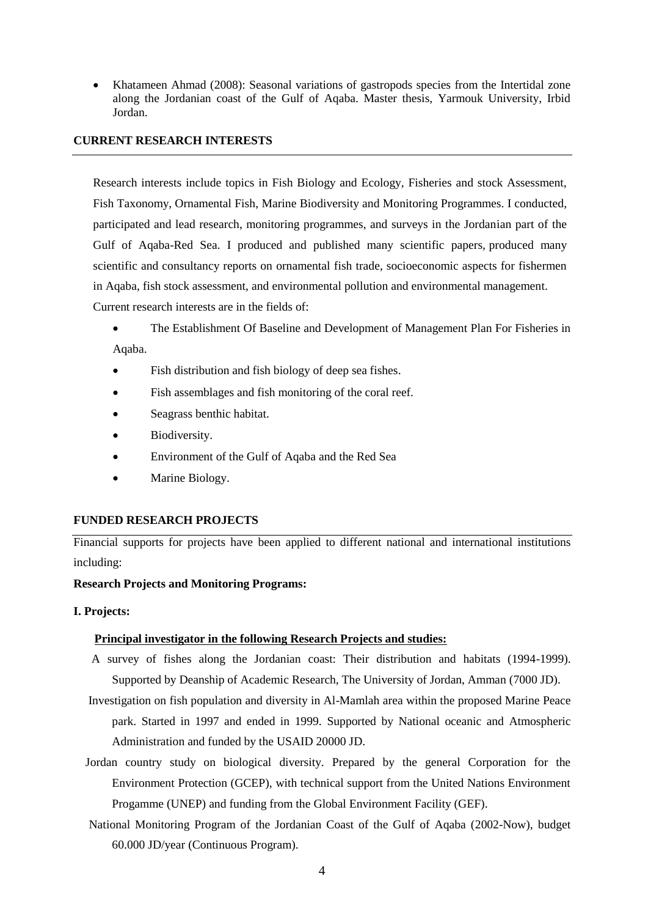- Khatameen Ahmad (2008): Seasonal variations of gastropods species from the Intertidal zone along the Jordanian coast of the Gulf of Aqaba. Master thesis, Yarmouk University, Irbid Jordan.

## CURRENT RESEARCH INTERESTS

Research interests include topics in Fish Biology and Ecology, Fisheries and stock Assessment, Fish Taxonomy, Ornamental Fish, Marine Biodiversity and Monitoring Programmes. I conducted, participated and lead research, monitoring programmes, and surveys in the Jordanian part of the Gulf of Aqaba-Red Sea. I produced and published many scientific papers, produced many scientific and consultancy reports on ornamental fish trade, socioeconomic aspects for fishermen in Aqaba, fish stock assessment, and environmental pollution and environmental management. Current research interests are in the fields of:

- The Establishment Of Baseline and Development of Management Plan For Fisheries in Aqaba.
- Fish distribution and fish biology of deep sea fishes.
- Fish assemblages and fish monitoring of the coral reef.
- Seagrass benthic habitat.
- Biodiversity.
- Environment of the Gulf of Aqaba and the Red Sea
- Marine Biology.

## FUNDED RESEARCH PROJECTS

Financial supports for projects have been applied to different national and international institutions including:

**Research Projects and Monitoring Programs:**

**I. Projects:**

**<u>Principal investigator in the following Research Projects and studies:</u>**

A survey of fishes along the Jordanian coast: Their distribution and habitats (1994-1999). Supported by Deanship of Academic Research, The University of Jordan, Amman (7000 JD).

Investigation on fish population and diversity in Al-Mamlah area within the proposed Marine Peace park. Started in 1997 and ended in 1999. Supported by National oceanic and Atmospheric Administration and funded by the USAID 20000 JD.

Jordan country study on biological diversity. Prepared by the general Corporation for the Environment Protection (GCEP), with technical support from the United Nations Environment Progamme (UNEP) and funding from the Global Environment Facility (GEF).

National Monitoring Program of the Jordanian Coast of the Gulf of Aqaba (2002-Now), budget 60.000 JD/year (Continuous Program).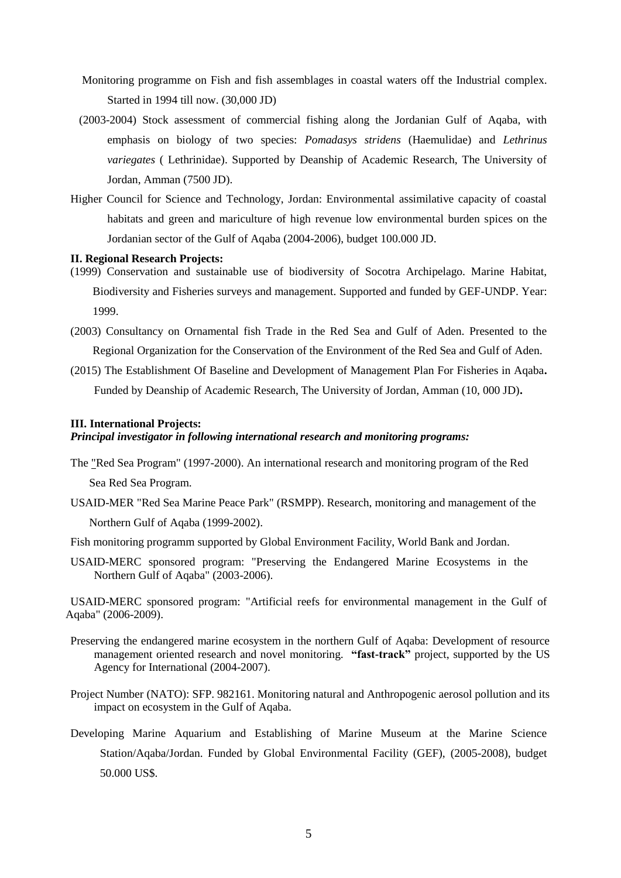Monitoring programme on Fish and fish assemblages in coastal waters off the Industrial complex. Started in 1994 till now. (30,000 JD)

(2003-2004) Stock assessment of commercial fishing along the Jordanian Gulf of Aqaba, with emphasis on biology of two species: *Pomadasys stridens* (Haemulidae) and *Lethrinus variegates* ( Lethrinidae). Supported by Deanship of Academic Research, The University of Jordan, Amman (7500 JD).

Higher Council for Science and Technology, Jordan: Environmental assimilative capacity of coastal habitats and green and mariculture of high revenue low environmental burden spices on the Jordanian sector of the Gulf of Aqaba (2004-2006), budget 100.000 JD.

**II. Regional Research Projects:**

(1999) Conservation and sustainable use of biodiversity of Socotra Archipelago. Marine Habitat, Biodiversity and Fisheries surveys and management. Supported and funded by GEF-UNDP. Year: 1999.

(2003) Consultancy on Ornamental fish Trade in the Red Sea and Gulf of Aden. Presented to the Regional Organization for the Conservation of the Environment of the Red Sea and Gulf of Aden.

(2015) The Establishment Of Baseline and Development of Management Plan For Fisheries in Aqaba**.** Funded by Deanship of Academic Research, The University of Jordan, Amman (10, 000 JD)**.**

**III. International Projects:**

***Principal investigator in following international research and monitoring programs:***

The "Red Sea Program" (1997-2000). An international research and monitoring program of the Red Sea Red Sea Program.

USAID-MER "Red Sea Marine Peace Park" (RSMPP). Research, monitoring and management of the Northern Gulf of Aqaba (1999-2002).

Fish monitoring programm supported by Global Environment Facility, World Bank and Jordan.

USAID-MERC sponsored program: "Preserving the Endangered Marine Ecosystems in the Northern Gulf of Aqaba" (2003-2006).

USAID-MERC sponsored program: "Artificial reefs for environmental management in the Gulf of Aqaba" (2006-2009).

Preserving the endangered marine ecosystem in the northern Gulf of Aqaba: Development of resource management oriented research and novel monitoring. **"fast-track"** project, supported by the US Agency for International (2004-2007).

Project Number (NATO): SFP. 982161. Monitoring natural and Anthropogenic aerosol pollution and its impact on ecosystem in the Gulf of Aqaba.

Developing Marine Aquarium and Establishing of Marine Museum at the Marine Science Station/Aqaba/Jordan. Funded by Global Environmental Facility (GEF), (2005-2008), budget 50.000 US$.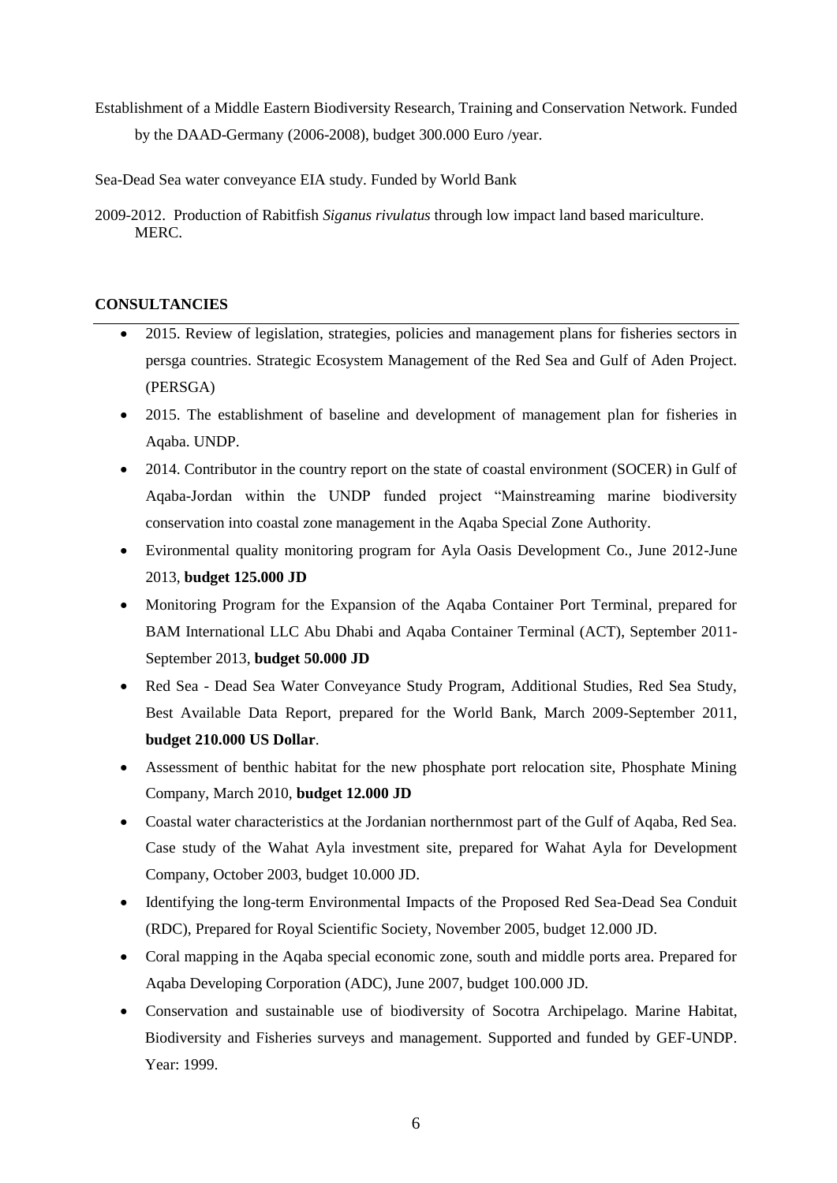Establishment of a Middle Eastern Biodiversity Research, Training and Conservation Network. Funded by the DAAD-Germany (2006-2008), budget 300.000 Euro /year.

Sea-Dead Sea water conveyance EIA study. Funded by World Bank

2009-2012. Production of Rabitfish *Siganus rivulatus* through low impact land based mariculture. MERC.

**CONSULTANCIES**

- 2015. Review of legislation, strategies, policies and management plans for fisheries sectors in persga countries. Strategic Ecosystem Management of the Red Sea and Gulf of Aden Project. (PERSGA)
- 2015. The establishment of baseline and development of management plan for fisheries in Aqaba. UNDP.
- 2014. Contributor in the country report on the state of coastal environment (SOCER) in Gulf of Aqaba-Jordan within the UNDP funded project "Mainstreaming marine biodiversity conservation into coastal zone management in the Aqaba Special Zone Authority.
- Evironmental quality monitoring program for Ayla Oasis Development Co., June 2012-June 2013, **budget 125.000 JD**
- Monitoring Program for the Expansion of the Aqaba Container Port Terminal, prepared for BAM International LLC Abu Dhabi and Aqaba Container Terminal (ACT), September 2011-September 2013, **budget 50.000 JD**
- Red Sea - Dead Sea Water Conveyance Study Program, Additional Studies, Red Sea Study, Best Available Data Report, prepared for the World Bank, March 2009-September 2011, **budget 210.000 US Dollar**.
- Assessment of benthic habitat for the new phosphate port relocation site, Phosphate Mining Company, March 2010, **budget 12.000 JD**
- Coastal water characteristics at the Jordanian northernmost part of the Gulf of Aqaba, Red Sea. Case study of the Wahat Ayla investment site, prepared for Wahat Ayla for Development Company, October 2003, budget 10.000 JD.
- Identifying the long-term Environmental Impacts of the Proposed Red Sea-Dead Sea Conduit (RDC), Prepared for Royal Scientific Society, November 2005, budget 12.000 JD.
- Coral mapping in the Aqaba special economic zone, south and middle ports area. Prepared for Aqaba Developing Corporation (ADC), June 2007, budget 100.000 JD.
- Conservation and sustainable use of biodiversity of Socotra Archipelago. Marine Habitat, Biodiversity and Fisheries surveys and management. Supported and funded by GEF-UNDP. Year: 1999.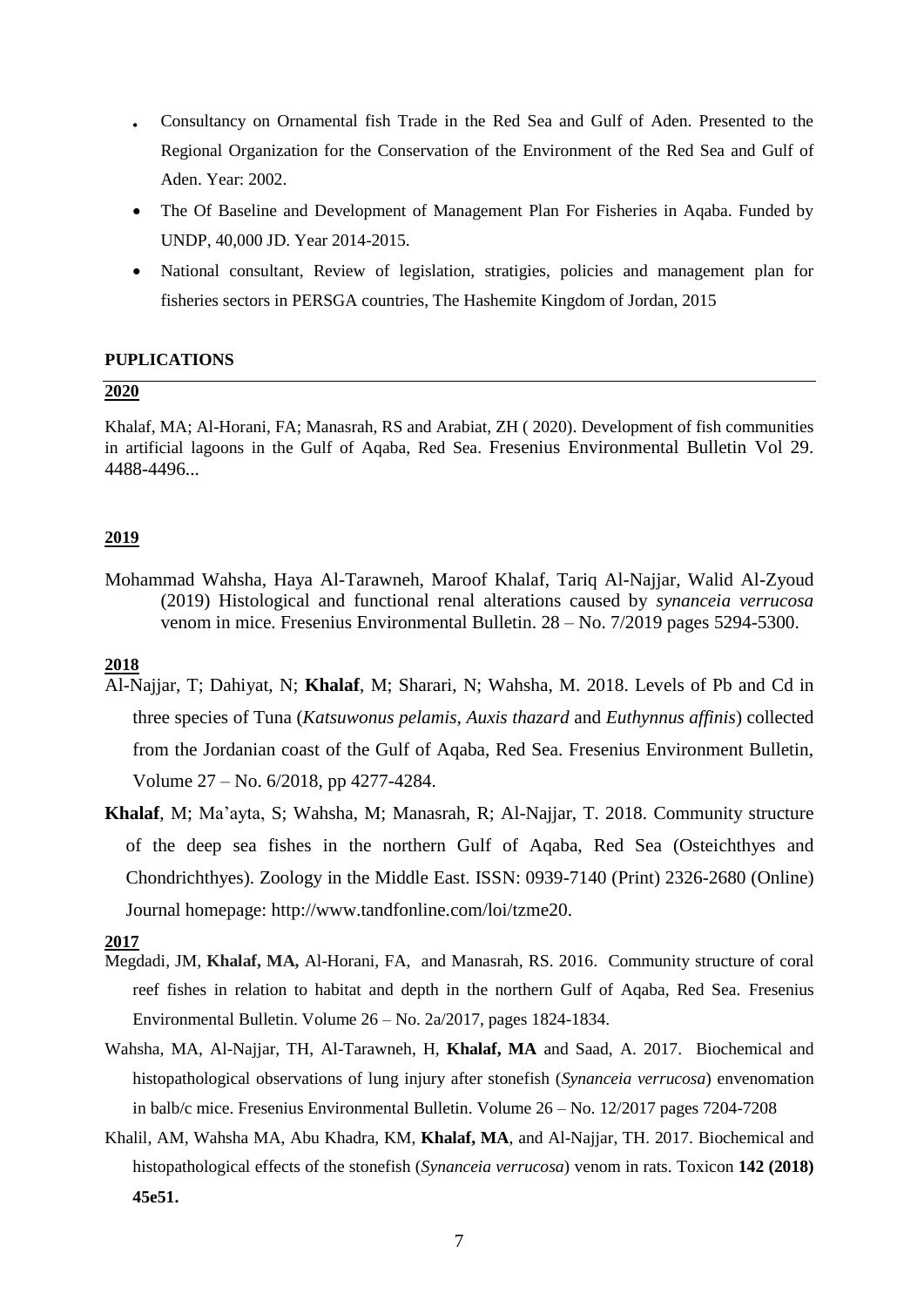- Consultancy on Ornamental fish Trade in the Red Sea and Gulf of Aden. Presented to the Regional Organization for the Conservation of the Environment of the Red Sea and Gulf of Aden. Year: 2002.
- The Of Baseline and Development of Management Plan For Fisheries in Aqaba. Funded by UNDP, 40,000 JD. Year 2014-2015.
- National consultant, Review of legislation, stratigies, policies and management plan for fisheries sectors in PERSGA countries, The Hashemite Kingdom of Jordan, 2015

**PUPLICATIONS**

**2020**

Khalaf, MA; Al-Horani, FA; Manasrah, RS and Arabiat, ZH ( 2020). Development of fish communities in artificial lagoons in the Gulf of Aqaba, Red Sea. Fresenius Environmental Bulletin Vol 29. 4488-4496...

**2019**

Mohammad Wahsha, Haya Al-Tarawneh, Maroof Khalaf, Tariq Al-Najjar, Walid Al-Zyoud (2019) Histological and functional renal alterations caused by *synanceia verrucosa* venom in mice. Fresenius Environmental Bulletin. 28 – No. 7/2019 pages 5294-5300.

**2018**

Al-Najjar, T; Dahiyat, N; **Khalaf**, M; Sharari, N; Wahsha, M. 2018. Levels of Pb and Cd in three species of Tuna (*Katsuwonus pelamis, Auxis thazard* and *Euthynnus affinis*) collected from the Jordanian coast of the Gulf of Aqaba, Red Sea. Fresenius Environment Bulletin, Volume 27 – No. 6/2018, pp 4277-4284.

**Khalaf**, M; Ma'ayta, S; Wahsha, M; Manasrah, R; Al-Najjar, T. 2018. Community structure of the deep sea fishes in the northern Gulf of Aqaba, Red Sea (Osteichthyes and Chondrichthyes). Zoology in the Middle East. ISSN: 0939-7140 (Print) 2326-2680 (Online) Journal homepage: http://www.tandfonline.com/loi/tzme20.

**2017**

Megdadi, JM, **Khalaf, MA,** Al-Horani, FA, and Manasrah, RS. 2016. Community structure of coral reef fishes in relation to habitat and depth in the northern Gulf of Aqaba, Red Sea. Fresenius Environmental Bulletin. Volume 26 – No. 2a/2017, pages 1824-1834.

Wahsha, MA, Al-Najjar, TH, Al-Tarawneh, H, **Khalaf, MA** and Saad, A. 2017. Biochemical and histopathological observations of lung injury after stonefish (*Synanceia verrucosa*) envenomation in balb/c mice. Fresenius Environmental Bulletin. Volume 26 – No. 12/2017 pages 7204-7208

Khalil, AM, Wahsha MA, Abu Khadra, KM, **Khalaf, MA**, and Al-Najjar, TH. 2017. Biochemical and histopathological effects of the stonefish (*Synanceia verrucosa*) venom in rats. Toxicon **142 (2018) 45e51.**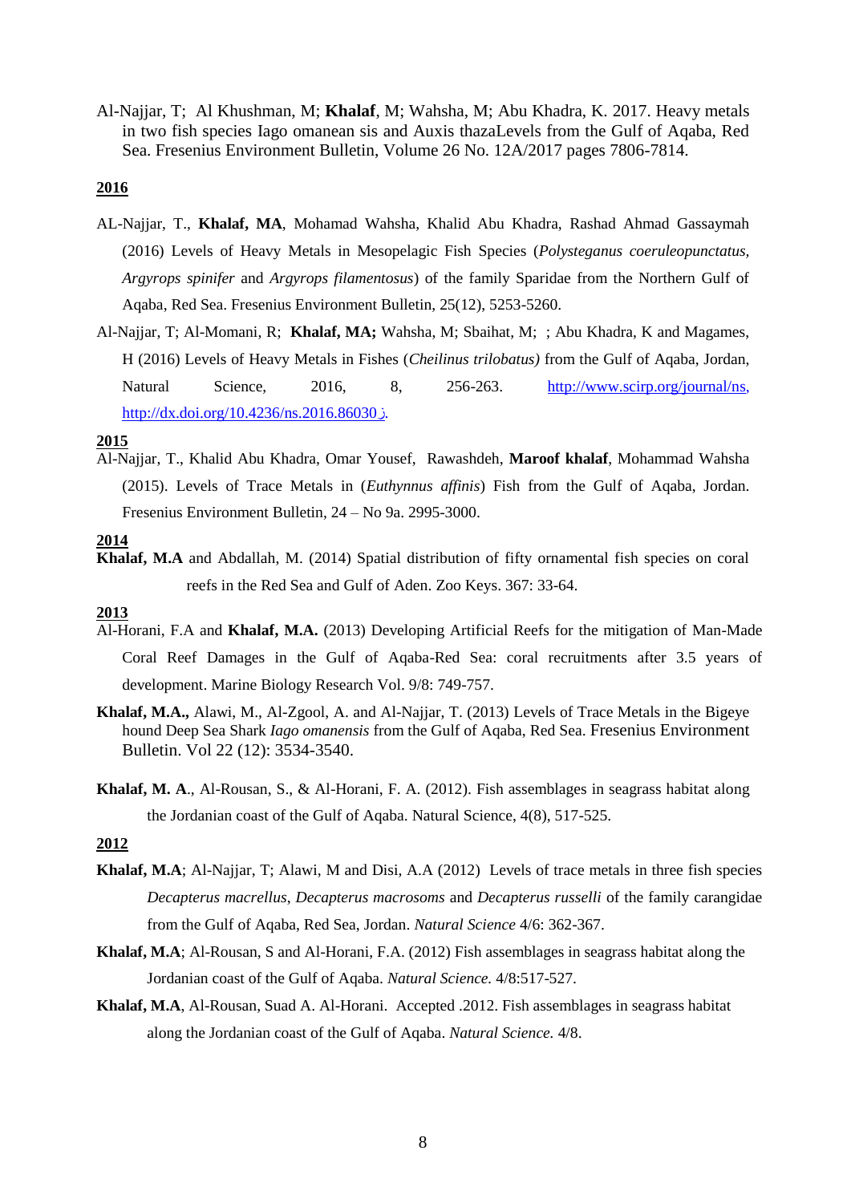Al-Najjar, T; Al Khushman, M; **Khalaf**, M; Wahsha, M; Abu Khadra, K. 2017. Heavy metals in two fish species Iago omanean sis and Auxis thazaLevels from the Gulf of Aqaba, Red Sea. Fresenius Environment Bulletin, Volume 26 No. 12A/2017 pages 7806-7814.

**2016**

AL-Najjar, T., **Khalaf, MA**, Mohamad Wahsha, Khalid Abu Khadra, Rashad Ahmad Gassaymah (2016) Levels of Heavy Metals in Mesopelagic Fish Species (*Polysteganus coeruleopunctatus, Argyrops spinifer* and *Argyrops filamentosus*) of the family Sparidae from the Northern Gulf of Aqaba, Red Sea. Fresenius Environment Bulletin, 25(12), 5253-5260.

Al-Najjar, T; Al-Momani, R; **Khalaf, MA;** Wahsha, M; Sbaihat, M; ; Abu Khadra, K and Magames, H (2016) Levels of Heavy Metals in Fishes (*Cheilinus trilobatus)* from the Gulf of Aqaba, Jordan, Natural Science, 2016, 8, 256-263. http://www.scirp.org/journal/ns, http://dx.doi.org/10.4236/ns.2016.86030 ذ.

**2015**

Al-Najjar, T., Khalid Abu Khadra, Omar Yousef, Rawashdeh, **Maroof khalaf**, Mohammad Wahsha (2015). Levels of Trace Metals in (*Euthynnus affinis*) Fish from the Gulf of Aqaba, Jordan. Fresenius Environment Bulletin, 24 – No 9a. 2995-3000.

**2014**

**Khalaf, M.A** and Abdallah, M. (2014) Spatial distribution of fifty ornamental fish species on coral reefs in the Red Sea and Gulf of Aden. Zoo Keys. 367: 33-64.

**2013**

Al-Horani, F.A and **Khalaf, M.A.** (2013) Developing Artificial Reefs for the mitigation of Man-Made Coral Reef Damages in the Gulf of Aqaba-Red Sea: coral recruitments after 3.5 years of development. Marine Biology Research Vol. 9/8: 749-757.

**Khalaf, M.A.,** Alawi, M., Al-Zgool, A. and Al-Najjar, T. (2013) Levels of Trace Metals in the Bigeye hound Deep Sea Shark *Iago omanensis* from the Gulf of Aqaba, Red Sea. Fresenius Environment Bulletin. Vol 22 (12): 3534-3540.

**Khalaf, M. A**., Al-Rousan, S., & Al-Horani, F. A. (2012). Fish assemblages in seagrass habitat along the Jordanian coast of the Gulf of Aqaba. Natural Science, 4(8), 517-525.

**2012**

**Khalaf, M.A**; Al-Najjar, T; Alawi, M and Disi, A.A (2012) Levels of trace metals in three fish species *Decapterus macrellus*, *Decapterus macrosoms* and *Decapterus russelli* of the family carangidae from the Gulf of Aqaba, Red Sea, Jordan. *Natural Science* 4/6: 362-367.

**Khalaf, M.A**; Al-Rousan, S and Al-Horani, F.A. (2012) Fish assemblages in seagrass habitat along the Jordanian coast of the Gulf of Aqaba. *Natural Science.* 4/8:517-527.

**Khalaf, M.A**, Al-Rousan, Suad A. Al-Horani. Accepted .2012. Fish assemblages in seagrass habitat along the Jordanian coast of the Gulf of Aqaba. *Natural Science.* 4/8.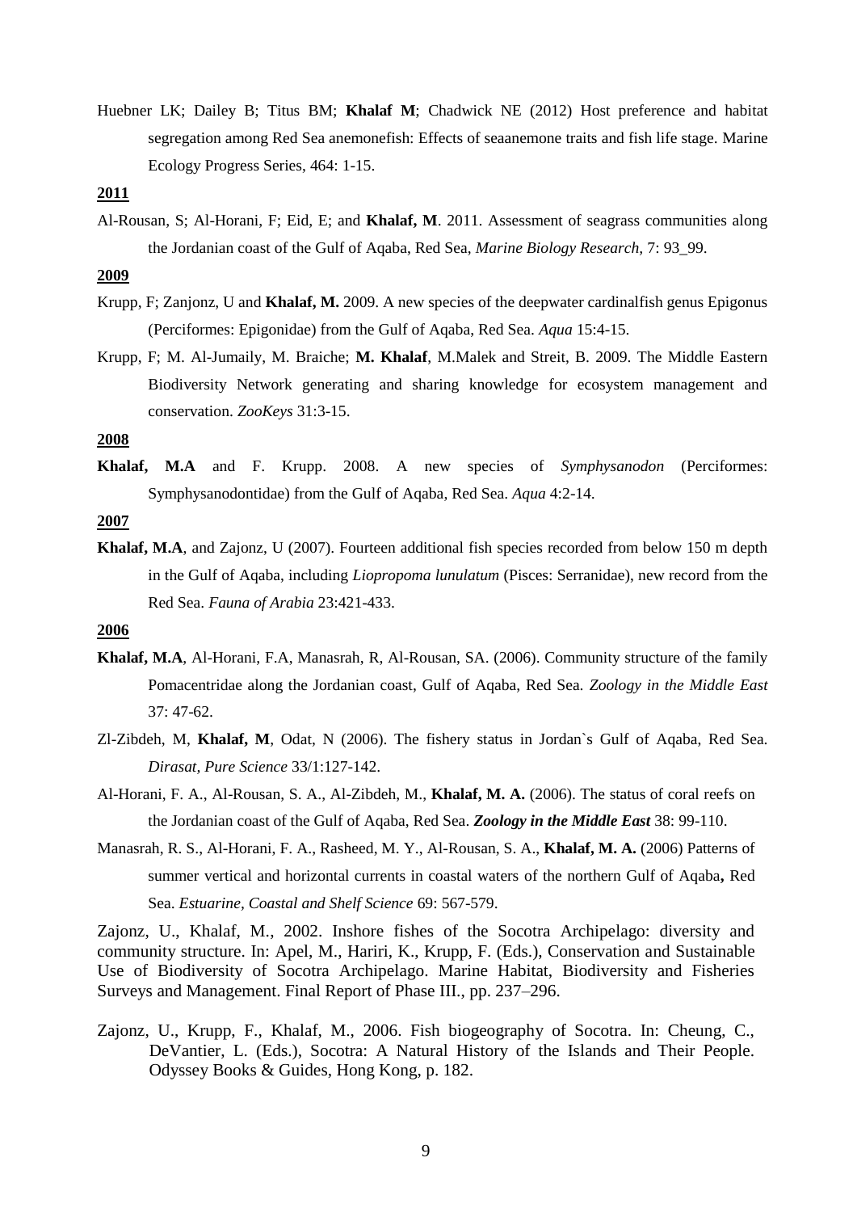Huebner LK; Dailey B; Titus BM; **Khalaf M**; Chadwick NE (2012) Host preference and habitat segregation among Red Sea anemonefish: Effects of seaanemone traits and fish life stage. Marine Ecology Progress Series, 464: 1-15.

**2011**

Al-Rousan, S; Al-Horani, F; Eid, E; and **Khalaf, M**. 2011. Assessment of seagrass communities along the Jordanian coast of the Gulf of Aqaba, Red Sea, *Marine Biology Research*, 7: 93_99.

**2009**

Krupp, F; Zanjonz, U and **Khalaf, M.** 2009. A new species of the deepwater cardinalfish genus Epigonus (Perciformes: Epigonidae) from the Gulf of Aqaba, Red Sea. *Aqua* 15:4-15.

Krupp, F; M. Al-Jumaily, M. Braiche; **M. Khalaf**, M.Malek and Streit, B. 2009. The Middle Eastern Biodiversity Network generating and sharing knowledge for ecosystem management and conservation. *ZooKeys* 31:3-15.

**2008**

**Khalaf, M.A** and F. Krupp. 2008. A new species of *Symphysanodon* (Perciformes: Symphysanodontidae) from the Gulf of Aqaba, Red Sea. *Aqua* 4:2-14.

**2007**

**Khalaf, M.A**, and Zajonz, U (2007). Fourteen additional fish species recorded from below 150 m depth in the Gulf of Aqaba, including *Liopropoma lunulatum* (Pisces: Serranidae), new record from the Red Sea. *Fauna of Arabia* 23:421-433.

**2006**

**Khalaf, M.A**, Al-Horani, F.A, Manasrah, R, Al-Rousan, SA. (2006). Community structure of the family Pomacentridae along the Jordanian coast, Gulf of Aqaba, Red Sea. *Zoology in the Middle East* 37: 47-62.

Zl-Zibdeh, M, **Khalaf, M**, Odat, N (2006). The fishery status in Jordan`s Gulf of Aqaba, Red Sea. *Dirasat, Pure Science* 33/1:127-142.

Al-Horani, F. A., Al-Rousan, S. A., Al-Zibdeh, M., **Khalaf, M. A.** (2006). The status of coral reefs on the Jordanian coast of the Gulf of Aqaba, Red Sea. ***Zoology in the Middle East*** 38: 99-110.

Manasrah, R. S., Al-Horani, F. A., Rasheed, M. Y., Al-Rousan, S. A., **Khalaf, M. A.** (2006) Patterns of summer vertical and horizontal currents in coastal waters of the northern Gulf of Aqaba**,** Red Sea. *Estuarine, Coastal and Shelf Science* 69: 567-579.

Zajonz, U., Khalaf, M., 2002. Inshore fishes of the Socotra Archipelago: diversity and community structure. In: Apel, M., Hariri, K., Krupp, F. (Eds.), Conservation and Sustainable Use of Biodiversity of Socotra Archipelago. Marine Habitat, Biodiversity and Fisheries Surveys and Management. Final Report of Phase III., pp. 237–296.

Zajonz, U., Krupp, F., Khalaf, M., 2006. Fish biogeography of Socotra. In: Cheung, C., DeVantier, L. (Eds.), Socotra: A Natural History of the Islands and Their People. Odyssey Books & Guides, Hong Kong, p. 182.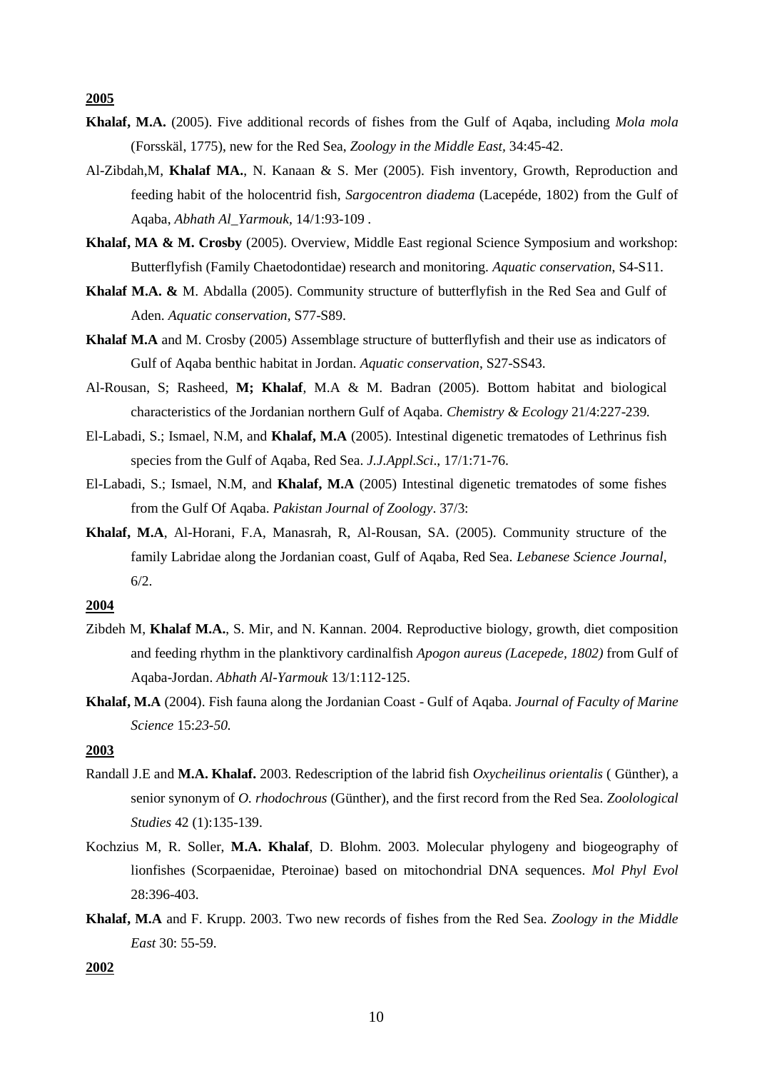**2005**

**Khalaf, M.A.** (2005). Five additional records of fishes from the Gulf of Aqaba, including *Mola mola* (Forsskäl, 1775), new for the Red Sea, *Zoology in the Middle East*, 34:45-42.

Al-Zibdah,M, **Khalaf MA.**, N. Kanaan & S. Mer (2005). Fish inventory, Growth, Reproduction and feeding habit of the holocentrid fish, *Sargocentron diadema* (Lacepéde, 1802) from the Gulf of Aqaba, *Abhath Al_Yarmouk*, 14/1:93-109 .

**Khalaf, MA & M. Crosby** (2005). Overview, Middle East regional Science Symposium and workshop: Butterflyfish (Family Chaetodontidae) research and monitoring. *Aquatic conservation*, S4-S11.

**Khalaf M.A. &** M. Abdalla (2005). Community structure of butterflyfish in the Red Sea and Gulf of Aden. *Aquatic conservation*, S77-S89.

**Khalaf M.A** and M. Crosby (2005) Assemblage structure of butterflyfish and their use as indicators of Gulf of Aqaba benthic habitat in Jordan. *Aquatic conservation*, S27-SS43.

Al-Rousan, S; Rasheed, **M; Khalaf**, M.A & M. Badran (2005). Bottom habitat and biological characteristics of the Jordanian northern Gulf of Aqaba. *Chemistry & Ecology* 21/4:227-239.

El-Labadi, S.; Ismael, N.M, and **Khalaf, M.A** (2005). Intestinal digenetic trematodes of Lethrinus fish species from the Gulf of Aqaba, Red Sea. *J.J.Appl.Sci*., 17/1:71-76.

El-Labadi, S.; Ismael, N.M, and **Khalaf, M.A** (2005) Intestinal digenetic trematodes of some fishes from the Gulf Of Aqaba. *Pakistan Journal of Zoology*. 37/3:

**Khalaf, M.A**, Al-Horani, F.A, Manasrah, R, Al-Rousan, SA. (2005). Community structure of the family Labridae along the Jordanian coast, Gulf of Aqaba, Red Sea. *Lebanese Science Journal*, 6/2.

**2004**

Zibdeh M, **Khalaf M.A.**, S. Mir, and N. Kannan. 2004. Reproductive biology, growth, diet composition and feeding rhythm in the planktivory cardinalfish *Apogon aureus (Lacepede, 1802)* from Gulf of Aqaba-Jordan. *Abhath Al-Yarmouk* 13/1:112-125.

**Khalaf, M.A** (2004). Fish fauna along the Jordanian Coast - Gulf of Aqaba. *Journal of Faculty of Marine Science* 15:*23-50.*

**2003**

Randall J.E and **M.A. Khalaf.** 2003. Redescription of the labrid fish *Oxycheilinus orientalis* ( Günther), a senior synonym of *O. rhodochrous* (Günther), and the first record from the Red Sea. *Zoolological Studies* 42 (1):135-139.

Kochzius M, R. Soller, **M.A. Khalaf**, D. Blohm. 2003. Molecular phylogeny and biogeography of lionfishes (Scorpaenidae, Pteroinae) based on mitochondrial DNA sequences. *Mol Phyl Evol* 28:396-403.

**Khalaf, M.A** and F. Krupp. 2003. Two new records of fishes from the Red Sea. *Zoology in the Middle East* 30: 55-59.

**2002**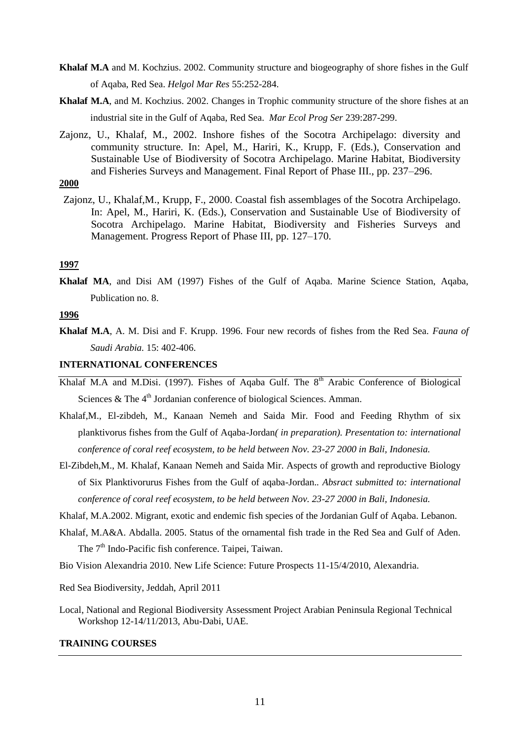**Khalaf M.A** and M. Kochzius. 2002. Community structure and biogeography of shore fishes in the Gulf of Aqaba, Red Sea. *Helgol Mar Res* 55:252-284.

**Khalaf M.A**, and M. Kochzius. 2002. Changes in Trophic community structure of the shore fishes at an industrial site in the Gulf of Aqaba, Red Sea. *Mar Ecol Prog Ser* 239:287-299.

Zajonz, U., Khalaf, M., 2002. Inshore fishes of the Socotra Archipelago: diversity and community structure. In: Apel, M., Hariri, K., Krupp, F. (Eds.), Conservation and Sustainable Use of Biodiversity of Socotra Archipelago. Marine Habitat, Biodiversity and Fisheries Surveys and Management. Final Report of Phase III., pp. 237–296.

**2000**

Zajonz, U., Khalaf,M., Krupp, F., 2000. Coastal fish assemblages of the Socotra Archipelago. In: Apel, M., Hariri, K. (Eds.), Conservation and Sustainable Use of Biodiversity of Socotra Archipelago. Marine Habitat, Biodiversity and Fisheries Surveys and Management. Progress Report of Phase III, pp. 127–170.

**1997**

**Khalaf MA**, and Disi AM (1997) Fishes of the Gulf of Aqaba. Marine Science Station, Aqaba, Publication no. 8.

**1996**

**Khalaf M.A**, A. M. Disi and F. Krupp. 1996. Four new records of fishes from the Red Sea. *Fauna of Saudi Arabia.* 15: 402-406.

**INTERNATIONAL CONFERENCES**

Khalaf M.A and M.Disi. (1997). Fishes of Aqaba Gulf. The 8th Arabic Conference of Biological Sciences & The 4th Jordanian conference of biological Sciences. Amman.

Khalaf,M., El-zibdeh, M., Kanaan Nemeh and Saida Mir. Food and Feeding Rhythm of six planktivorus fishes from the Gulf of Aqaba-Jordan*( in preparation). Presentation to: international conference of coral reef ecosystem, to be held between Nov. 23-27 2000 in Bali, Indonesia.*

El-Zibdeh,M., M. Khalaf, Kanaan Nemeh and Saida Mir. Aspects of growth and reproductive Biology of Six Planktivorurus Fishes from the Gulf of aqaba-Jordan.. *Absract submitted to: international conference of coral reef ecosystem, to be held between Nov. 23-27 2000 in Bali, Indonesia.*

Khalaf, M.A.2002. Migrant, exotic and endemic fish species of the Jordanian Gulf of Aqaba. Lebanon.

Khalaf, M.A&A. Abdalla. 2005. Status of the ornamental fish trade in the Red Sea and Gulf of Aden. The 7th Indo-Pacific fish conference. Taipei, Taiwan.

Bio Vision Alexandria 2010. New Life Science: Future Prospects 11-15/4/2010, Alexandria.

Red Sea Biodiversity, Jeddah, April 2011

Local, National and Regional Biodiversity Assessment Project Arabian Peninsula Regional Technical Workshop 12-14/11/2013, Abu-Dabi, UAE.

**TRAINING COURSES**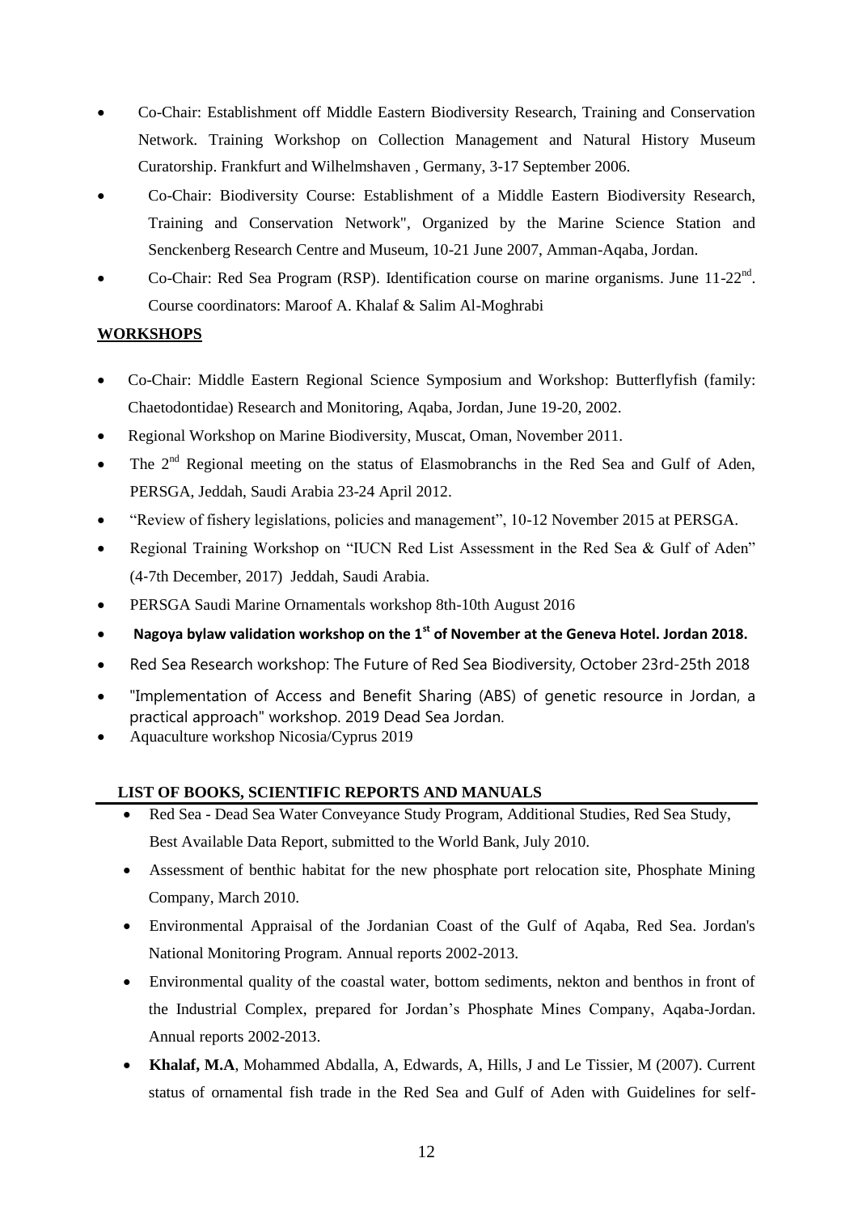- Co-Chair: Establishment off Middle Eastern Biodiversity Research, Training and Conservation Network. Training Workshop on Collection Management and Natural History Museum Curatorship. Frankfurt and Wilhelmshaven , Germany, 3-17 September 2006.
- Co-Chair: Biodiversity Course: Establishment of a Middle Eastern Biodiversity Research, Training and Conservation Network", Organized by the Marine Science Station and Senckenberg Research Centre and Museum, 10-21 June 2007, Amman-Aqaba, Jordan.
- Co-Chair: Red Sea Program (RSP). Identification course on marine organisms. June 11-22nd. Course coordinators: Maroof A. Khalaf & Salim Al-Moghrabi

## WORKSHOPS

- Co-Chair: Middle Eastern Regional Science Symposium and Workshop: Butterflyfish (family: Chaetodontidae) Research and Monitoring, Aqaba, Jordan, June 19-20, 2002.
- Regional Workshop on Marine Biodiversity, Muscat, Oman, November 2011.
- The 2nd Regional meeting on the status of Elasmobranchs in the Red Sea and Gulf of Aden, PERSGA, Jeddah, Saudi Arabia 23-24 April 2012.
- "Review of fishery legislations, policies and management", 10-12 November 2015 at PERSGA.
- Regional Training Workshop on "IUCN Red List Assessment in the Red Sea & Gulf of Aden" (4-7th December, 2017) Jeddah, Saudi Arabia.
- PERSGA Saudi Marine Ornamentals workshop 8th-10th August 2016
- **Nagoya bylaw validation workshop on the 1st of November at the Geneva Hotel. Jordan 2018.**
- Red Sea Research workshop: The Future of Red Sea Biodiversity, October 23rd-25th 2018
- "Implementation of Access and Benefit Sharing (ABS) of genetic resource in Jordan, a practical approach" workshop. 2019 Dead Sea Jordan.
- Aquaculture workshop Nicosia/Cyprus 2019

## LIST OF BOOKS, SCIENTIFIC REPORTS AND MANUALS

- Red Sea - Dead Sea Water Conveyance Study Program, Additional Studies, Red Sea Study, Best Available Data Report, submitted to the World Bank, July 2010.
- Assessment of benthic habitat for the new phosphate port relocation site, Phosphate Mining Company, March 2010.
- Environmental Appraisal of the Jordanian Coast of the Gulf of Aqaba, Red Sea. Jordan's National Monitoring Program. Annual reports 2002-2013.
- Environmental quality of the coastal water, bottom sediments, nekton and benthos in front of the Industrial Complex, prepared for Jordan's Phosphate Mines Company, Aqaba-Jordan. Annual reports 2002-2013.
- **Khalaf, M.A**, Mohammed Abdalla, A, Edwards, A, Hills, J and Le Tissier, M (2007). Current status of ornamental fish trade in the Red Sea and Gulf of Aden with Guidelines for self-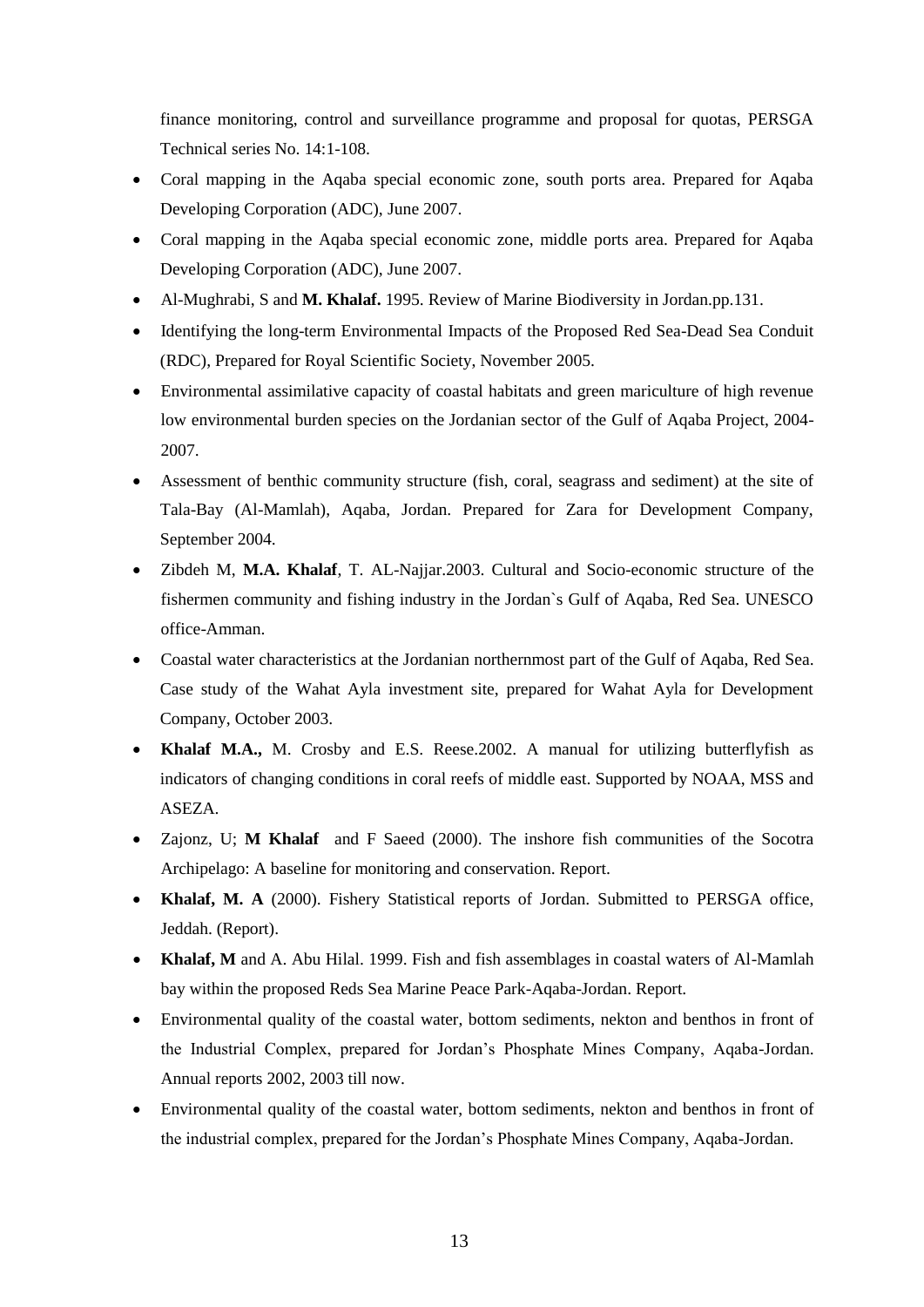finance monitoring, control and surveillance programme and proposal for quotas, PERSGA Technical series No. 14:1-108.

- Coral mapping in the Aqaba special economic zone, south ports area. Prepared for Aqaba Developing Corporation (ADC), June 2007.
- Coral mapping in the Aqaba special economic zone, middle ports area. Prepared for Aqaba Developing Corporation (ADC), June 2007.
- Al-Mughrabi, S and **M. Khalaf.** 1995. Review of Marine Biodiversity in Jordan.pp.131.
- Identifying the long-term Environmental Impacts of the Proposed Red Sea-Dead Sea Conduit (RDC), Prepared for Royal Scientific Society, November 2005.
- Environmental assimilative capacity of coastal habitats and green mariculture of high revenue low environmental burden species on the Jordanian sector of the Gulf of Aqaba Project, 2004-2007.
- Assessment of benthic community structure (fish, coral, seagrass and sediment) at the site of Tala-Bay (Al-Mamlah), Aqaba, Jordan. Prepared for Zara for Development Company, September 2004.
- Zibdeh M, **M.A. Khalaf**, T. AL-Najjar.2003. Cultural and Socio-economic structure of the fishermen community and fishing industry in the Jordan`s Gulf of Aqaba, Red Sea. UNESCO office-Amman.
- Coastal water characteristics at the Jordanian northernmost part of the Gulf of Aqaba, Red Sea. Case study of the Wahat Ayla investment site, prepared for Wahat Ayla for Development Company, October 2003.
- **Khalaf M.A.,** M. Crosby and E.S. Reese.2002. A manual for utilizing butterflyfish as indicators of changing conditions in coral reefs of middle east. Supported by NOAA, MSS and ASEZA.
- Zajonz, U; **M Khalaf** and F Saeed (2000). The inshore fish communities of the Socotra Archipelago: A baseline for monitoring and conservation. Report.
- **Khalaf, M. A** (2000). Fishery Statistical reports of Jordan. Submitted to PERSGA office, Jeddah. (Report).
- **Khalaf, M** and A. Abu Hilal. 1999. Fish and fish assemblages in coastal waters of Al-Mamlah bay within the proposed Reds Sea Marine Peace Park-Aqaba-Jordan. Report.
- Environmental quality of the coastal water, bottom sediments, nekton and benthos in front of the Industrial Complex, prepared for Jordan's Phosphate Mines Company, Aqaba-Jordan. Annual reports 2002, 2003 till now.
- Environmental quality of the coastal water, bottom sediments, nekton and benthos in front of the industrial complex, prepared for the Jordan's Phosphate Mines Company, Aqaba-Jordan.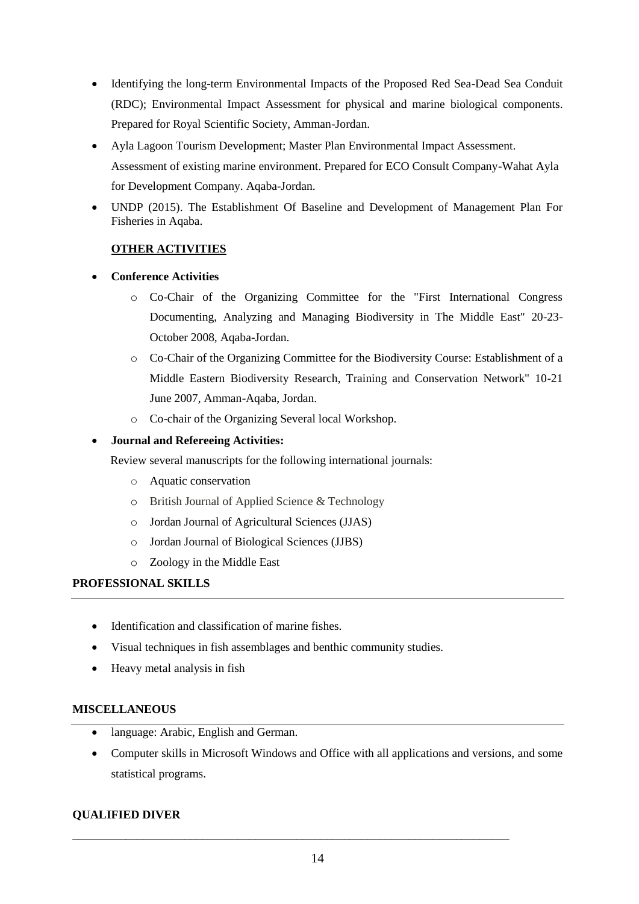- Identifying the long-term Environmental Impacts of the Proposed Red Sea-Dead Sea Conduit (RDC); Environmental Impact Assessment for physical and marine biological components. Prepared for Royal Scientific Society, Amman-Jordan.
- Ayla Lagoon Tourism Development; Master Plan Environmental Impact Assessment. Assessment of existing marine environment. Prepared for ECO Consult Company-Wahat Ayla for Development Company. Aqaba-Jordan.
- UNDP (2015). The Establishment Of Baseline and Development of Management Plan For Fisheries in Aqaba.

**OTHER ACTIVITIES**

- **Conference Activities**
    - Co-Chair of the Organizing Committee for the "First International Congress Documenting, Analyzing and Managing Biodiversity in The Middle East" 20-23-October 2008, Aqaba-Jordan.
    - Co-Chair of the Organizing Committee for the Biodiversity Course: Establishment of a Middle Eastern Biodiversity Research, Training and Conservation Network" 10-21 June 2007, Amman-Aqaba, Jordan.
    - Co-chair of the Organizing Several local Workshop.
- **Journal and Refereeing Activities:**

  Review several manuscripts for the following international journals:
    - Aquatic conservation
    - British Journal of Applied Science & Technology
    - Jordan Journal of Agricultural Sciences (JJAS)
    - Jordan Journal of Biological Sciences (JJBS)
    - Zoology in the Middle East

## PROFESSIONAL SKILLS

- Identification and classification of marine fishes.
- Visual techniques in fish assemblages and benthic community studies.
- Heavy metal analysis in fish

## MISCELLANEOUS

- language: Arabic, English and German.
- Computer skills in Microsoft Windows and Office with all applications and versions, and some statistical programs.

## QUALIFIED DIVER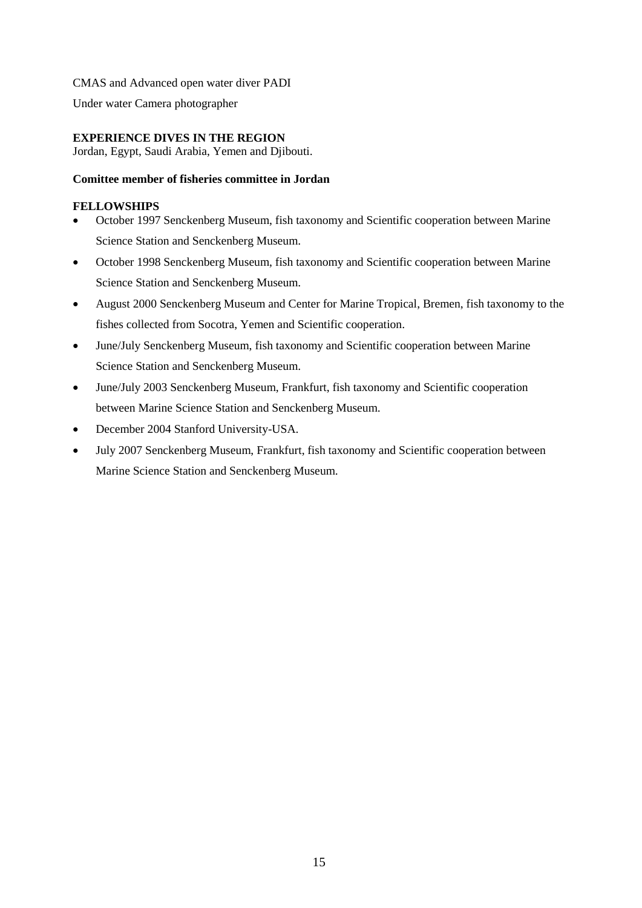CMAS and Advanced open water diver PADI

Under water Camera photographer

**EXPERIENCE DIVES IN THE REGION**
Jordan, Egypt, Saudi Arabia, Yemen and Djibouti.

**Comittee member of fisheries committee in Jordan**

**FELLOWSHIPS**

- October 1997 Senckenberg Museum, fish taxonomy and Scientific cooperation between Marine Science Station and Senckenberg Museum.
- October 1998 Senckenberg Museum, fish taxonomy and Scientific cooperation between Marine Science Station and Senckenberg Museum.
- August 2000 Senckenberg Museum and Center for Marine Tropical, Bremen, fish taxonomy to the fishes collected from Socotra, Yemen and Scientific cooperation.
- June/July Senckenberg Museum, fish taxonomy and Scientific cooperation between Marine Science Station and Senckenberg Museum.
- June/July 2003 Senckenberg Museum, Frankfurt, fish taxonomy and Scientific cooperation between Marine Science Station and Senckenberg Museum.
- December 2004 Stanford University-USA.
- July 2007 Senckenberg Museum, Frankfurt, fish taxonomy and Scientific cooperation between Marine Science Station and Senckenberg Museum.